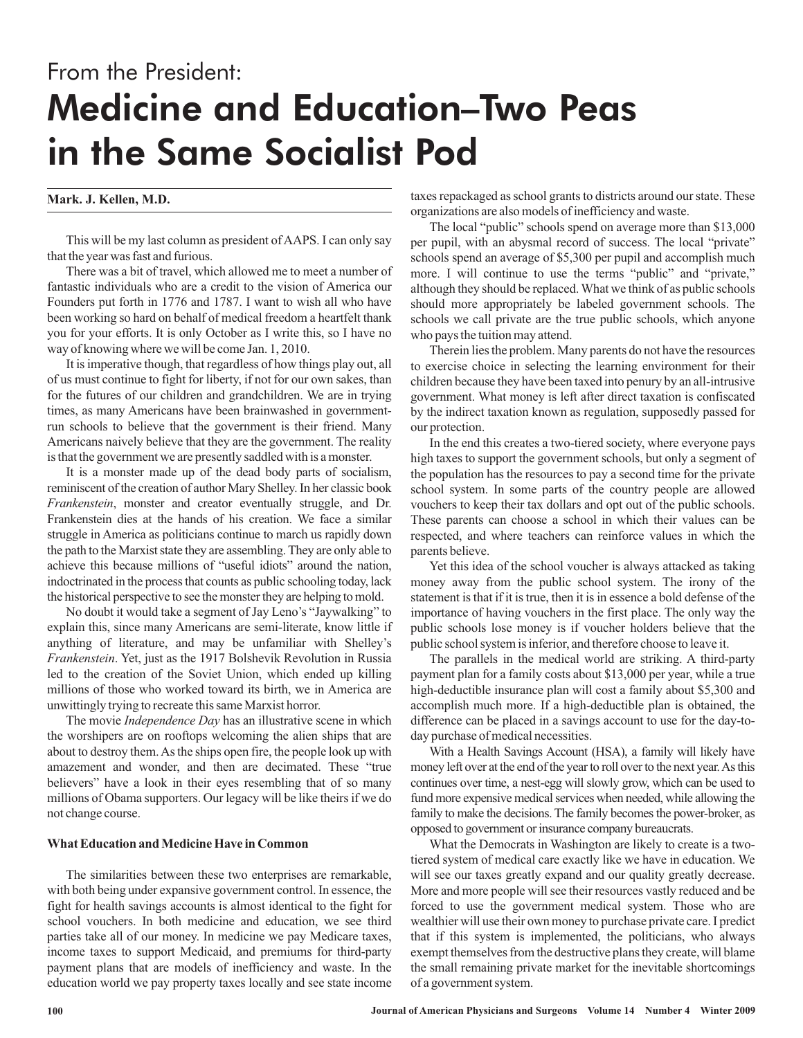From the President:

# Medicine and Education–Two Peas in the Same Socialist Pod

**Mark. J. Kellen, M.D.**

This will be my last column as president of AAPS. I can only say that the year was fast and furious.

There was a bit of travel, which allowed me to meet a number of fantastic individuals who are a credit to the vision of America our Founders put forth in 1776 and 1787. I want to wish all who have been working so hard on behalf of medical freedom a heartfelt thank you for your efforts. It is only October as I write this, so I have no way of knowing where we will be come Jan. 1, 2010.

It is imperative though, that regardless of how things play out, all of us must continue to fight for liberty, if not for our own sakes, than for the futures of our children and grandchildren. We are in trying times, as many Americans have been brainwashed in government-run schools to believe that the government is their friend. Many Americans naively believe that they are the government. The reality is that the government we are presently saddled with is a monster.

It is a monster made up of the dead body parts of socialism, reminiscent of the creation of author Mary Shelley. In her classic book *Frankenstein*, monster and creator eventually struggle, and Dr. Frankenstein dies at the hands of his creation. We face a similar struggle in America as politicians continue to march us rapidly down the path to the Marxist state they are assembling. They are only able to achieve this because millions of "useful idiots" around the nation, indoctrinated in the process that counts as public schooling today, lack the historical perspective to see the monster they are helping to mold.

No doubt it would take a segment of Jay Leno's "Jaywalking" to explain this, since many Americans are semi-literate, know little if anything of literature, and may be unfamiliar with Shelley's *Frankenstein*. Yet, just as the 1917 Bolshevik Revolution in Russia led to the creation of the Soviet Union, which ended up killing millions of those who worked toward its birth, we in America are unwittingly trying to recreate this same Marxist horror.

The movie *Independence Day* has an illustrative scene in which the worshipers are on rooftops welcoming the alien ships that are about to destroy them. As the ships open fire, the people look up with amazement and wonder, and then are decimated. These "true believers" have a look in their eyes resembling that of so many millions of Obama supporters. Our legacy will be like theirs if we do not change course.

**What Education and Medicine Have in Common**

The similarities between these two enterprises are remarkable, with both being under expansive government control. In essence, the fight for health savings accounts is almost identical to the fight for school vouchers. In both medicine and education, we see third parties take all of our money. In medicine we pay Medicare taxes, income taxes to support Medicaid, and premiums for third-party payment plans that are models of inefficiency and waste. In the education world we pay property taxes locally and see state income taxes repackaged as school grants to districts around our state. These organizations are also models of inefficiency and waste.

The local "public" schools spend on average more than $13,000 per pupil, with an abysmal record of success. The local "private" schools spend an average of $5,300 per pupil and accomplish much more. I will continue to use the terms "public" and "private," although they should be replaced. What we think of as public schools should more appropriately be labeled government schools. The schools we call private are the true public schools, which anyone who pays the tuition may attend.

Therein lies the problem. Many parents do not have the resources to exercise choice in selecting the learning environment for their children because they have been taxed into penury by an all-intrusive government. What money is left after direct taxation is confiscated by the indirect taxation known as regulation, supposedly passed for our protection.

In the end this creates a two-tiered society, where everyone pays high taxes to support the government schools, but only a segment of the population has the resources to pay a second time for the private school system. In some parts of the country people are allowed vouchers to keep their tax dollars and opt out of the public schools. These parents can choose a school in which their values can be respected, and where teachers can reinforce values in which the parents believe.

Yet this idea of the school voucher is always attacked as taking money away from the public school system. The irony of the statement is that if it is true, then it is in essence a bold defense of the importance of having vouchers in the first place. The only way the public schools lose money is if voucher holders believe that the public school system is inferior, and therefore choose to leave it.

The parallels in the medical world are striking. A third-party payment plan for a family costs about $13,000 per year, while a true high-deductible insurance plan will cost a family about $5,300 and accomplish much more. If a high-deductible plan is obtained, the difference can be placed in a savings account to use for the day-to-day purchase of medical necessities.

With a Health Savings Account (HSA), a family will likely have money left over at the end of the year to roll over to the next year. As this continues over time, a nest-egg will slowly grow, which can be used to fund more expensive medical services when needed, while allowing the family to make the decisions. The family becomes the power-broker, as opposed to government or insurance company bureaucrats.

What the Democrats in Washington are likely to create is a two-tiered system of medical care exactly like we have in education. We will see our taxes greatly expand and our quality greatly decrease. More and more people will see their resources vastly reduced and be forced to use the government medical system. Those who are wealthier will use their own money to purchase private care. I predict that if this system is implemented, the politicians, who always exempt themselves from the destructive plans they create, will blame the small remaining private market for the inevitable shortcomings of a government system.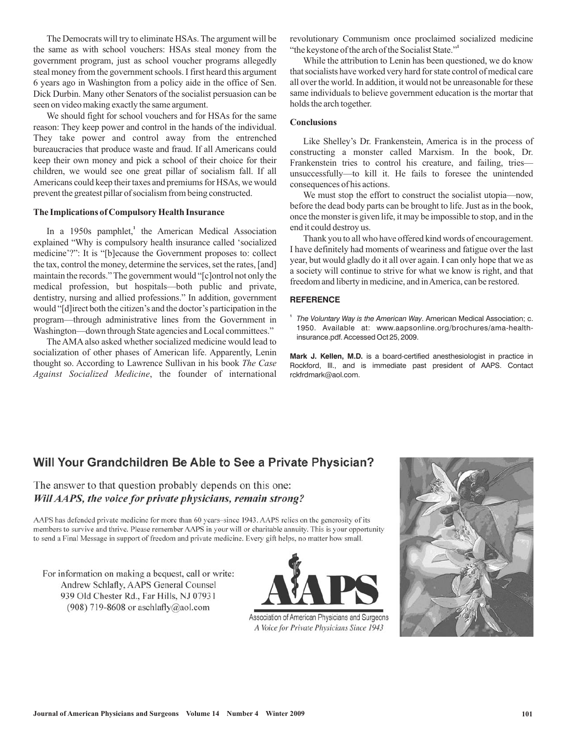The Democrats will try to eliminate HSAs. The argument will be the same as with school vouchers: HSAs steal money from the government program, just as school voucher programs allegedly steal money from the government schools. I first heard this argument 6 years ago in Washington from a policy aide in the office of Sen. Dick Durbin. Many other Senators of the socialist persuasion can be seen on video making exactly the same argument.

We should fight for school vouchers and for HSAs for the same reason: They keep power and control in the hands of the individual. They take power and control away from the entrenched bureaucracies that produce waste and fraud. If all Americans could keep their own money and pick a school of their choice for their children, we would see one great pillar of socialism fall. If all Americans could keep their taxes and premiums for HSAs, we would prevent the greatest pillar of socialism from being constructed.

### The Implications of Compulsory Health Insurance

In a 1950s pamphlet,[1] the American Medical Association explained "Why is compulsory health insurance called 'socialized medicine'?": It is "[b]ecause the Government proposes to: collect the tax, control the money, determine the services, set the rates, [and] maintain the records." The government would "[c]ontrol not only the medical profession, but hospitals—both public and private, dentistry, nursing and allied professions." In addition, government would "[d]irect both the citizen's and the doctor's participation in the program—through administrative lines from the Government in Washington—down through State agencies and Local committees."

The AMA also asked whether socialized medicine would lead to socialization of other phases of American life. Apparently, Lenin thought so. According to Lawrence Sullivan in his book *The Case Against Socialized Medicine*, the founder of international revolutionary Communism once proclaimed socialized medicine "the keystone of the arch of the Socialist State."[1]

While the attribution to Lenin has been questioned, we do know that socialists have worked very hard for state control of medical care all over the world. In addition, it would not be unreasonable for these same individuals to believe government education is the mortar that holds the arch together.

### Conclusions

Like Shelley's Dr. Frankenstein, America is in the process of constructing a monster called Marxism. In the book, Dr. Frankenstein tries to control his creature, and failing, tries—unsuccessfully—to kill it. He fails to foresee the unintended consequences of his actions.

We must stop the effort to construct the socialist utopia—now, before the dead body parts can be brought to life. Just as in the book, once the monster is given life, it may be impossible to stop, and in the end it could destroy us.

Thank you to all who have offered kind words of encouragement. I have definitely had moments of weariness and fatigue over the last year, but would gladly do it all over again. I can only hope that we as a society will continue to strive for what we know is right, and that freedom and liberty in medicine, and in America, can be restored.

### REFERENCE

[1] *The Voluntary Way is the American Way*. American Medical Association; c. 1950. Available at: www.aapsonline.org/brochures/ama-health-insurance.pdf. Accessed Oct 25, 2009.

**Mark J. Kellen, M.D.** is a board-certified anesthesiologist in practice in Rockford, Ill., and is immediate past president of AAPS. Contact rckfrdmark@aol.com.

## Will Your Grandchildren Be Able to See a Private Physician?

The answer to that question probably depends on this one:
***Will AAPS, the voice for private physicians, remain strong?***

AAPS has defended private medicine for more than 60 years–since 1943. AAPS relies on the generosity of its members to survive and thrive. Please remember AAPS in your will or charitable annuity. This is your opportunity to send a Final Message in support of freedom and private medicine. Every gift helps, no matter how small.

For information on making a bequest, call or write:
Andrew Schlafly, AAPS General Counsel
939 Old Chester Rd., Far Hills, NJ 07931
(908) 719-8608 or aschlafly@aol.com

AAPS
Association of American Physicians and Surgeons
*A Voice for Private Physicians Since 1943*